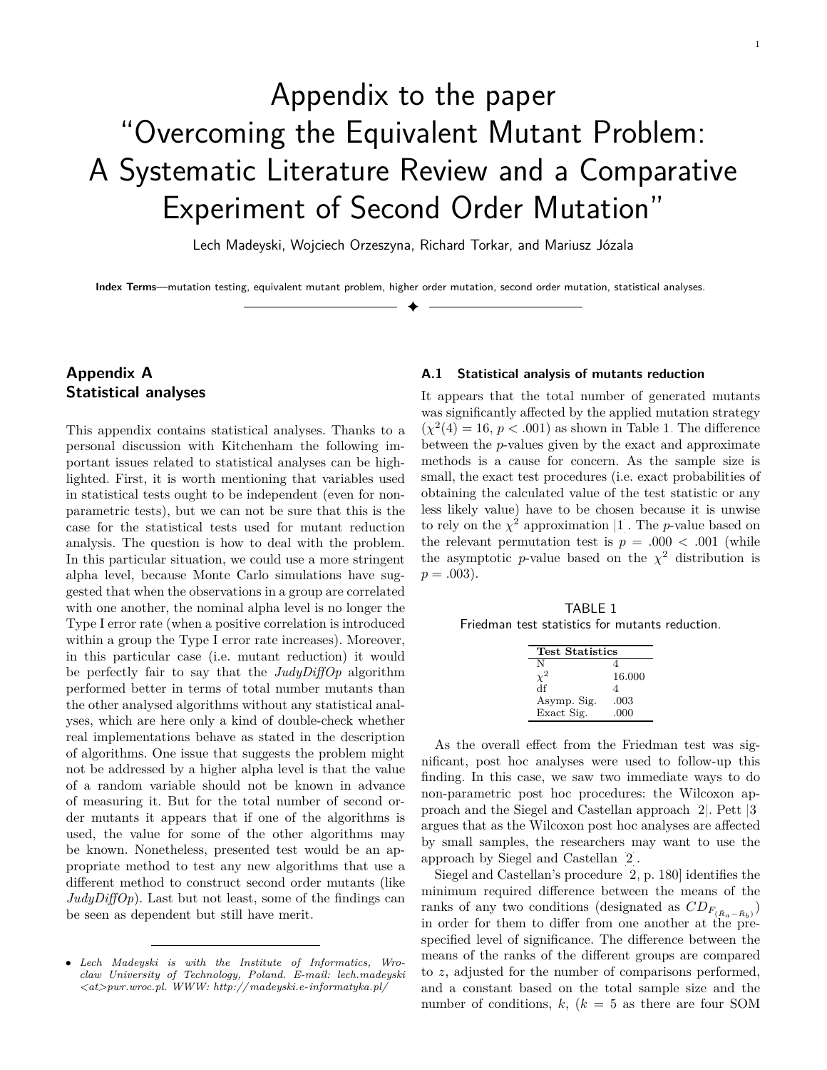// Appendix to the paper "Overcoming the Equivalent Mutant Problem: A Systematic Literature Review and a Comparative Experiment of Second Order Mutation"

Lech Madeyski, Wojciech Orzeszyna, Richard Torkar, and Mariusz Józala

**Index Terms**—mutation testing, equivalent mutant problem, higher order mutation, second order mutation, statistical analyses.

## Appendix A
## Statistical analyses

This appendix contains statistical analyses. Thanks to a personal discussion with Kitchenham the following important issues related to statistical analyses can be highlighted. First, it is worth mentioning that variables used in statistical tests ought to be independent (even for non-parametric tests), but we can not be sure that this is the case for the statistical tests used for mutant reduction analysis. The question is how to deal with the problem. In this particular situation, we could use a more stringent alpha level, because Monte Carlo simulations have suggested that when the observations in a group are correlated with one another, the nominal alpha level is no longer the Type I error rate (when a positive correlation is introduced within a group the Type I error rate increases). Moreover, in this particular case (i.e. mutant reduction) it would be perfectly fair to say that the *JudyDiffOp* algorithm performed better in terms of total number mutants than the other analysed algorithms without any statistical analyses, which are here only a kind of double-check whether real implementations behave as stated in the description of algorithms. One issue that suggests the problem might not be addressed by a higher alpha level is that the value of a random variable should not be known in advance of measuring it. But for the total number of second order mutants it appears that if one of the algorithms is used, the value for some of the other algorithms may be known. Nonetheless, presented test would be an appropriate method to test any new algorithms that use a different method to construct second order mutants (like *JudyDiffOp*). Last but not least, some of the findings can be seen as dependent but still have merit.

- *Lech Madeyski is with the Institute of Informatics, Wroclaw University of Technology, Poland. E-mail: lech.madeyski <at>pwr.wroc.pl. WWW: http://madeyski.e-informatyka.pl/*

### A.1 Statistical analysis of mutants reduction

It appears that the total number of generated mutants was significantly affected by the applied mutation strategy ($\chi^2(4) = 16$, $p < .001$) as shown in Table 1. The difference between the *p*-values given by the exact and approximate methods is a cause for concern. As the sample size is small, the exact test procedures (i.e. exact probabilities of obtaining the calculated value of the test statistic or any less likely value) have to be chosen because it is unwise to rely on the $\chi^2$ approximation [1]. The *p*-value based on the relevant permutation test is $p = .000 < .001$ (while the asymptotic *p*-value based on the $\chi^2$ distribution is $p = .003$).

TABLE 1
Friedman test statistics for mutants reduction.

| Test Statistics | |
|---|---|
| N | 4 |
| $\chi^2$ | 16.000 |
| df | 4 |
| Asymp. Sig. | .003 |
| Exact Sig. | .000 |

As the overall effect from the Friedman test was significant, post hoc analyses were used to follow-up this finding. In this case, we saw two immediate ways to do non-parametric post hoc procedures: the Wilcoxon approach and the Siegel and Castellan approach [2]. Pett [3] argues that as the Wilcoxon post hoc analyses are affected by small samples, the researchers may want to use the approach by Siegel and Castellan [2].

Siegel and Castellan's procedure [2, p. 180] identifies the minimum required difference between the means of the ranks of any two conditions (designated as $CD_{F_{(R_a - R_b)}}$) in order for them to differ from one another at the prespecified level of significance. The difference between the means of the ranks of the different groups are compared to *z*, adjusted for the number of comparisons performed, and a constant based on the total sample size and the number of conditions, *k*, ($k = 5$ as there are four SOM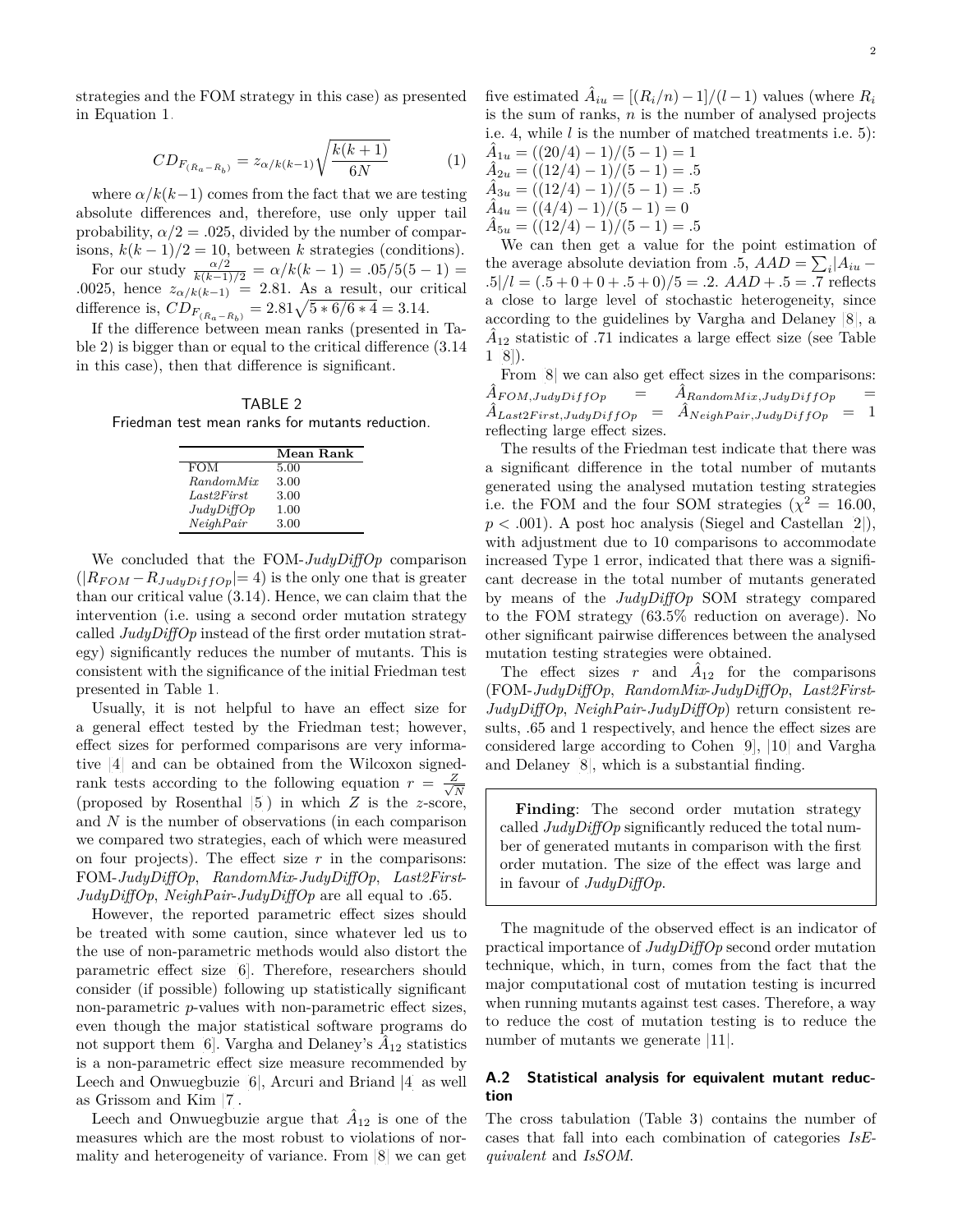strategies and the FOM strategy in this case) as presented in Equation 1.

$$CD_{F_{(R_a - R_b)}} = z_{\alpha/k(k-1)} \sqrt{\frac{k(k+1)}{6N}} \tag{1}$$

where $\alpha/k(k-1)$ comes from the fact that we are testing absolute differences and, therefore, use only upper tail probability, $\alpha/2 = .025$, divided by the number of comparisons, $k(k-1)/2 = 10$, between $k$ strategies (conditions).

For our study $\frac{\alpha/2}{k(k-1)/2} = \alpha/k(k-1) = .05/5(5-1) = .0025$, hence $z_{\alpha/k(k-1)} = 2.81$. As a result, our critical difference is, $CD_{F_{(R_a - R_b)}} = 2.81\sqrt{5*6/6*4} = 3.14$.

If the difference between mean ranks (presented in Table 2) is bigger than or equal to the critical difference (3.14 in this case), then that difference is significant.

TABLE 2
Friedman test mean ranks for mutants reduction.

| | **Mean Rank** |
|---|---|
| FOM | 5.00 |
| *RandomMix* | 3.00 |
| *Last2First* | 3.00 |
| *JudyDiffOp* | 1.00 |
| *NeighPair* | 3.00 |

We concluded that the FOM-*JudyDiffOp* comparison ($|R_{FOM} - R_{JudyDiffOp}| = 4$) is the only one that is greater than our critical value (3.14). Hence, we can claim that the intervention (i.e. using a second order mutation strategy called *JudyDiffOp* instead of the first order mutation strategy) significantly reduces the number of mutants. This is consistent with the significance of the initial Friedman test presented in Table 1.

Usually, it is not helpful to have an effect size for a general effect tested by the Friedman test; however, effect sizes for performed comparisons are very informative [4] and can be obtained from the Wilcoxon signed-rank tests according to the following equation $r = \frac{Z}{\sqrt{N}}$ (proposed by Rosenthal [5]) in which $Z$ is the $z$-score, and $N$ is the number of observations (in each comparison we compared two strategies, each of which were measured on four projects). The effect size $r$ in the comparisons: FOM-*JudyDiffOp*, *RandomMix*-*JudyDiffOp*, *Last2First*-*JudyDiffOp*, *NeighPair*-*JudyDiffOp* are all equal to .65.

However, the reported parametric effect sizes should be treated with some caution, since whatever led us to the use of non-parametric methods would also distort the parametric effect size [6]. Therefore, researchers should consider (if possible) following up statistically significant non-parametric $p$-values with non-parametric effect sizes, even though the major statistical software programs do not support them [6]. Vargha and Delaney's $\hat{A}_{12}$ statistics is a non-parametric effect size measure recommended by Leech and Onwuegbuzie [6], Arcuri and Briand [4] as well as Grissom and Kim [7].

Leech and Onwuegbuzie argue that $\hat{A}_{12}$ is one of the measures which are the most robust to violations of normality and heterogeneity of variance. From [8] we can get five estimated $\hat{A}_{iu} = [(R_i/n) - 1]/(l-1)$ values (where $R_i$ is the sum of ranks, $n$ is the number of analysed projects i.e. 4, while $l$ is the number of matched treatments i.e. 5):
$\hat{A}_{1u} = ((20/4) - 1)/(5-1) = 1$
$\hat{A}_{2u} = ((12/4) - 1)/(5-1) = .5$
$\hat{A}_{3u} = ((12/4) - 1)/(5-1) = .5$
$\hat{A}_{4u} = ((4/4) - 1)/(5-1) = 0$
$\hat{A}_{5u} = ((12/4) - 1)/(5-1) = .5$

We can then get a value for the point estimation of the average absolute deviation from .5, $AAD = \sum_i |A_{iu} - .5|/l = (.5 + 0 + 0 + .5 + 0)/5 = .2$. $AAD + .5 = .7$ reflects a close to large level of stochastic heterogeneity, since according to the guidelines by Vargha and Delaney [8], a $\hat{A}_{12}$ statistic of .71 indicates a large effect size (see Table 1 [8]).

From [8] we can also get effect sizes in the comparisons: $\hat{A}_{FOM,JudyDiffOp} = \hat{A}_{RandomMix,JudyDiffOp} = \hat{A}_{Last2First,JudyDiffOp} = \hat{A}_{NeighPair,JudyDiffOp} = 1$ reflecting large effect sizes.

The results of the Friedman test indicate that there was a significant difference in the total number of mutants generated using the analysed mutation testing strategies i.e. the FOM and the four SOM strategies ($\chi^2 = 16.00$, $p < .001$). A post hoc analysis (Siegel and Castellan [2]), with adjustment due to 10 comparisons to accommodate increased Type 1 error, indicated that there was a significant decrease in the total number of mutants generated by means of the *JudyDiffOp* SOM strategy compared to the FOM strategy (63.5% reduction on average). No other significant pairwise differences between the analysed mutation testing strategies were obtained.

The effect sizes $r$ and $\hat{A}_{12}$ for the comparisons (FOM-*JudyDiffOp*, *RandomMix*-*JudyDiffOp*, *Last2First*-*JudyDiffOp*, *NeighPair*-*JudyDiffOp*) return consistent results, .65 and 1 respectively, and hence the effect sizes are considered large according to Cohen [9], [10] and Vargha and Delaney [8], which is a substantial finding.

> **Finding**: The second order mutation strategy called *JudyDiffOp* significantly reduced the total number of generated mutants in comparison with the first order mutation. The size of the effect was large and in favour of *JudyDiffOp*.

The magnitude of the observed effect is an indicator of practical importance of *JudyDiffOp* second order mutation technique, which, in turn, comes from the fact that the major computational cost of mutation testing is incurred when running mutants against test cases. Therefore, a way to reduce the cost of mutation testing is to reduce the number of mutants we generate [11].

### A.2 Statistical analysis for equivalent mutant reduction

The cross tabulation (Table 3) contains the number of cases that fall into each combination of categories *IsEquivalent* and *IsSOM*.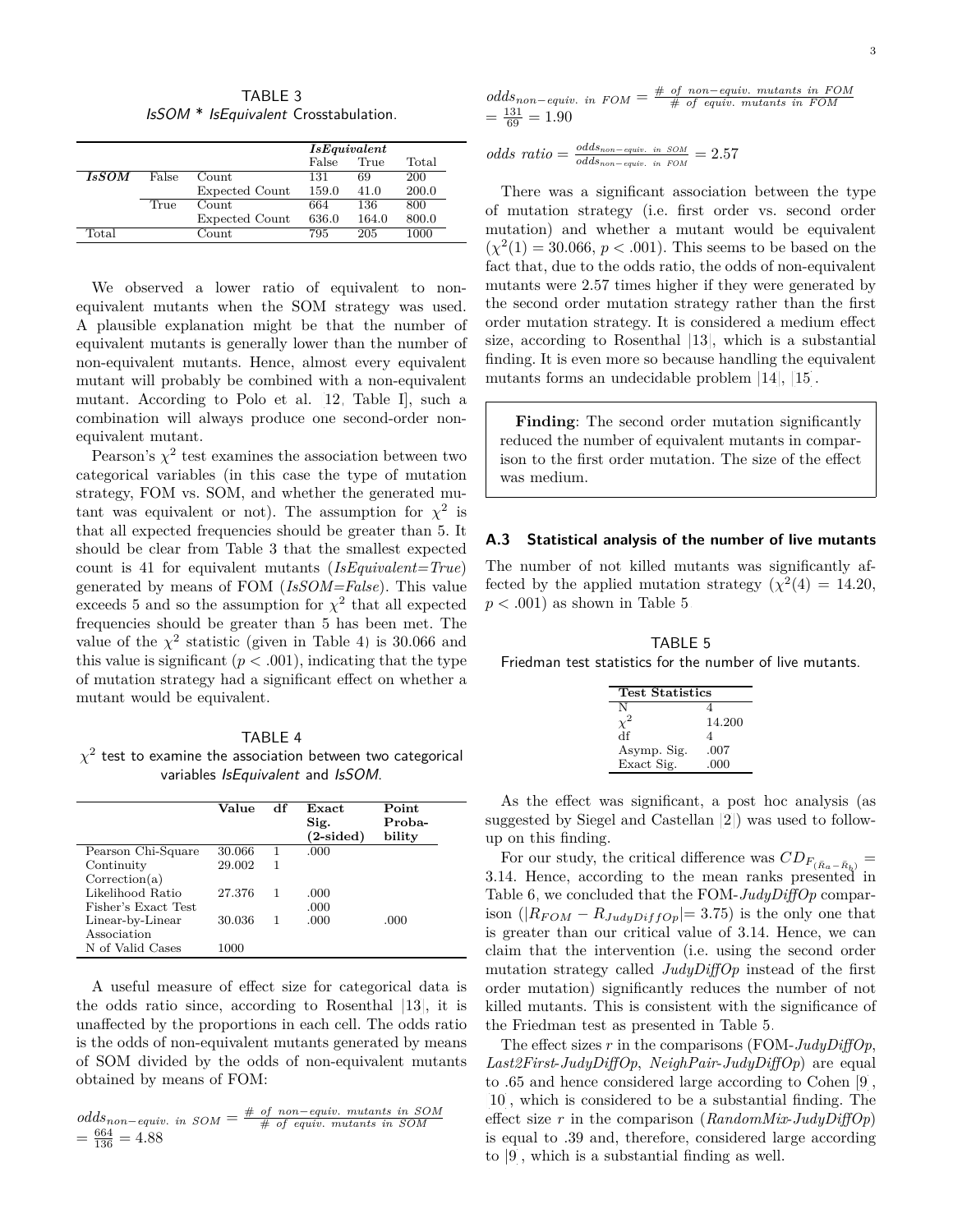TABLE 3
*IsSOM* * *IsEquivalent* Crosstabulation.

| | | | *IsEquivalent* | | |
|---|---|---|---|---|---|
| | | | False | True | Total |
| ***IsSOM*** | False | Count | 131 | 69 | 200 |
| | | Expected Count | 159.0 | 41.0 | 200.0 |
| | True | Count | 664 | 136 | 800 |
| | | Expected Count | 636.0 | 164.0 | 800.0 |
| Total | | Count | 795 | 205 | 1000 |

We observed a lower ratio of equivalent to non-equivalent mutants when the SOM strategy was used. A plausible explanation might be that the number of equivalent mutants is generally lower than the number of non-equivalent mutants. Hence, almost every equivalent mutant will probably be combined with a non-equivalent mutant. According to Polo et al. [12, Table I], such a combination will always produce one second-order non-equivalent mutant.

Pearson's $\chi^2$ test examines the association between two categorical variables (in this case the type of mutation strategy, FOM vs. SOM, and whether the generated mutant was equivalent or not). The assumption for $\chi^2$ is that all expected frequencies should be greater than 5. It should be clear from Table 3 that the smallest expected count is 41 for equivalent mutants (*IsEquivalent=True*) generated by means of FOM (*IsSOM=False*). This value exceeds 5 and so the assumption for $\chi^2$ that all expected frequencies should be greater than 5 has been met. The value of the $\chi^2$ statistic (given in Table 4) is 30.066 and this value is significant ($p < .001$), indicating that the type of mutation strategy had a significant effect on whether a mutant would be equivalent.

TABLE 4
$\chi^2$ test to examine the association between two categorical variables *IsEquivalent* and *IsSOM*.

| | Value | df | Exact Sig. (2-sided) | Point Probability |
|---|---|---|---|---|
| Pearson Chi-Square | 30.066 | 1 | .000 | |
| Continuity Correction(a) | 29.002 | 1 | | |
| Likelihood Ratio | 27.376 | 1 | .000 | |
| Fisher's Exact Test | | | .000 | |
| Linear-by-Linear Association | 30.036 | 1 | .000 | .000 |
| N of Valid Cases | 1000 | | | |

A useful measure of effect size for categorical data is the odds ratio since, according to Rosenthal [13], it is unaffected by the proportions in each cell. The odds ratio is the odds of non-equivalent mutants generated by means of SOM divided by the odds of non-equivalent mutants obtained by means of FOM:

$$odds_{non-equiv.\ in\ SOM} = \frac{\#\ of\ non-equiv.\ mutants\ in\ SOM}{\#\ of\ equiv.\ mutants\ in\ SOM} = \frac{664}{136} = 4.88$$

$$odds_{non-equiv.\ in\ FOM} = \frac{\#\ of\ non-equiv.\ mutants\ in\ FOM}{\#\ of\ equiv.\ mutants\ in\ FOM} = \frac{131}{69} = 1.90$$

$$odds\ ratio = \frac{odds_{non-equiv.\ in\ SOM}}{odds_{non-equiv.\ in\ FOM}} = 2.57$$

There was a significant association between the type of mutation strategy (i.e. first order vs. second order mutation) and whether a mutant would be equivalent ($\chi^2(1) = 30.066$, $p < .001$). This seems to be based on the fact that, due to the odds ratio, the odds of non-equivalent mutants were 2.57 times higher if they were generated by the second order mutation strategy rather than the first order mutation strategy. It is considered a medium effect size, according to Rosenthal [13], which is a substantial finding. It is even more so because handling the equivalent mutants forms an undecidable problem [14], [15].

> **Finding**: The second order mutation significantly reduced the number of equivalent mutants in comparison to the first order mutation. The size of the effect was medium.

### A.3 Statistical analysis of the number of live mutants

The number of not killed mutants was significantly affected by the applied mutation strategy ($\chi^2(4) = 14.20$, $p < .001$) as shown in Table 5.

TABLE 5
Friedman test statistics for the number of live mutants.

| Test Statistics | |
|---|---|
| N | 4 |
| $\chi^2$ | 14.200 |
| df | 4 |
| Asymp. Sig. | .007 |
| Exact Sig. | .000 |

As the effect was significant, a post hoc analysis (as suggested by Siegel and Castellan [2]) was used to follow-up on this finding.

For our study, the critical difference was $CD_{F_{(\bar{R}_a - \bar{R}_b)}} = 3.14$. Hence, according to the mean ranks presented in Table 6, we concluded that the FOM-*JudyDiffOp* comparison ($|R_{FOM} - R_{JudyDiffOp}| = 3.75$) is the only one that is greater than our critical value of 3.14. Hence, we can claim that the intervention (i.e. using the second order mutation strategy called *JudyDiffOp* instead of the first order mutation) significantly reduces the number of not killed mutants. This is consistent with the significance of the Friedman test as presented in Table 5.

The effect sizes $r$ in the comparisons (FOM-*JudyDiffOp*, *Last2First*-*JudyDiffOp*, *NeighPair*-*JudyDiffOp*) are equal to .65 and hence considered large according to Cohen [9], [10], which is considered to be a substantial finding. The effect size $r$ in the comparison (*RandomMix*-*JudyDiffOp*) is equal to .39 and, therefore, considered large according to [9], which is a substantial finding as well.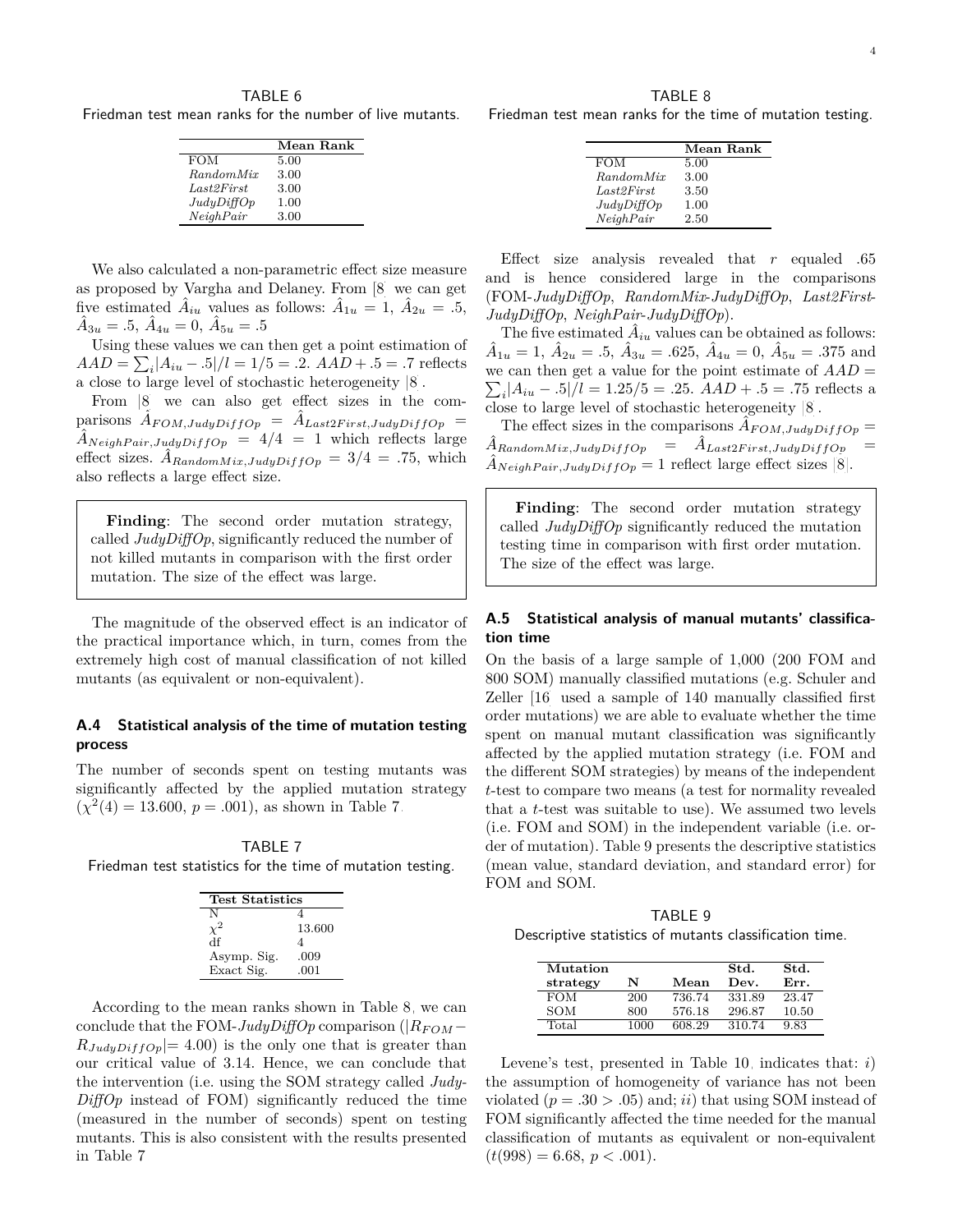TABLE 6

Friedman test mean ranks for the number of live mutants.

| | **Mean Rank** |
|---|---|
| FOM | 5.00 |
| *RandomMix* | 3.00 |
| *Last2First* | 3.00 |
| *JudyDiffOp* | 1.00 |
| *NeighPair* | 3.00 |

We also calculated a non-parametric effect size measure as proposed by Vargha and Delaney. From [8] we can get five estimated $\hat{A}_{iu}$ values as follows: $\hat{A}_{1u} = 1$, $\hat{A}_{2u} = .5$, $\hat{A}_{3u} = .5$, $\hat{A}_{4u} = 0$, $\hat{A}_{5u} = .5$

Using these values we can then get a point estimation of $AAD = \sum_i |A_{iu} - .5|/l = 1/5 = .2$. $AAD + .5 = .7$ reflects a close to large level of stochastic heterogeneity [8].

From [8] we can also get effect sizes in the comparisons $\hat{A}_{FOM,JudyDiffOp} = \hat{A}_{Last2First,JudyDiffOp} = \hat{A}_{NeighPair,JudyDiffOp} = 4/4 = 1$ which reflects large effect sizes. $\hat{A}_{RandomMix,JudyDiffOp} = 3/4 = .75$, which also reflects a large effect size.

> **Finding**: The second order mutation strategy, called *JudyDiffOp*, significantly reduced the number of not killed mutants in comparison with the first order mutation. The size of the effect was large.

The magnitude of the observed effect is an indicator of the practical importance which, in turn, comes from the extremely high cost of manual classification of not killed mutants (as equivalent or non-equivalent).

### A.4 Statistical analysis of the time of mutation testing process

The number of seconds spent on testing mutants was significantly affected by the applied mutation strategy ($\chi^2(4) = 13.600$, $p = .001$), as shown in Table 7.

TABLE 7

Friedman test statistics for the time of mutation testing.

| **Test Statistics** | |
|---|---|
| N | 4 |
| $\chi^2$ | 13.600 |
| df | 4 |
| Asymp. Sig. | .009 |
| Exact Sig. | .001 |

According to the mean ranks shown in Table 8, we can conclude that the FOM-*JudyDiffOp* comparison ($|R_{FOM} - R_{JudyDiffOp}| = 4.00$) is the only one that is greater than our critical value of 3.14. Hence, we can conclude that the intervention (i.e. using the SOM strategy called *JudyDiffOp* instead of FOM) significantly reduced the time (measured in the number of seconds) spent on testing mutants. This is also consistent with the results presented in Table 7

TABLE 8

Friedman test mean ranks for the time of mutation testing.

| | **Mean Rank** |
|---|---|
| FOM | 5.00 |
| *RandomMix* | 3.00 |
| *Last2First* | 3.50 |
| *JudyDiffOp* | 1.00 |
| *NeighPair* | 2.50 |

Effect size analysis revealed that $r$ equaled .65 and is hence considered large in the comparisons (FOM-*JudyDiffOp*, *RandomMix*-*JudyDiffOp*, *Last2First*-*JudyDiffOp*, *NeighPair*-*JudyDiffOp*).

The five estimated $\hat{A}_{iu}$ values can be obtained as follows: $\hat{A}_{1u} = 1$, $\hat{A}_{2u} = .5$, $\hat{A}_{3u} = .625$, $\hat{A}_{4u} = 0$, $\hat{A}_{5u} = .375$ and we can then get a value for the point estimate of $AAD = \sum_i |A_{iu} - .5|/l = 1.25/5 = .25$. $AAD + .5 = .75$ reflects a close to large level of stochastic heterogeneity [8].

The effect sizes in the comparisons $\hat{A}_{FOM,JudyDiffOp} = \hat{A}_{RandomMix,JudyDiffOp} = \hat{A}_{Last2First,JudyDiffOp} = \hat{A}_{NeighPair,JudyDiffOp} = 1$ reflect large effect sizes [8].

> **Finding**: The second order mutation strategy called *JudyDiffOp* significantly reduced the mutation testing time in comparison with first order mutation. The size of the effect was large.

### A.5 Statistical analysis of manual mutants' classification time

On the basis of a large sample of 1,000 (200 FOM and 800 SOM) manually classified mutations (e.g. Schuler and Zeller [16] used a sample of 140 manually classified first order mutations) we are able to evaluate whether the time spent on manual mutant classification was significantly affected by the applied mutation strategy (i.e. FOM and the different SOM strategies) by means of the independent $t$-test to compare two means (a test for normality revealed that a $t$-test was suitable to use). We assumed two levels (i.e. FOM and SOM) in the independent variable (i.e. order of mutation). Table 9 presents the descriptive statistics (mean value, standard deviation, and standard error) for FOM and SOM.

TABLE 9

Descriptive statistics of mutants classification time.

| **Mutation strategy** | **N** | **Mean** | **Std. Dev.** | **Std. Err.** |
|---|---|---|---|---|
| FOM | 200 | 736.74 | 331.89 | 23.47 |
| SOM | 800 | 576.18 | 296.87 | 10.50 |
| Total | 1000 | 608.29 | 310.74 | 9.83 |

Levene's test, presented in Table 10, indicates that: *i*) the assumption of homogeneity of variance has not been violated ($p = .30 > .05$) and; *ii*) that using SOM instead of FOM significantly affected the time needed for the manual classification of mutants as equivalent or non-equivalent ($t(998) = 6.68$, $p < .001$).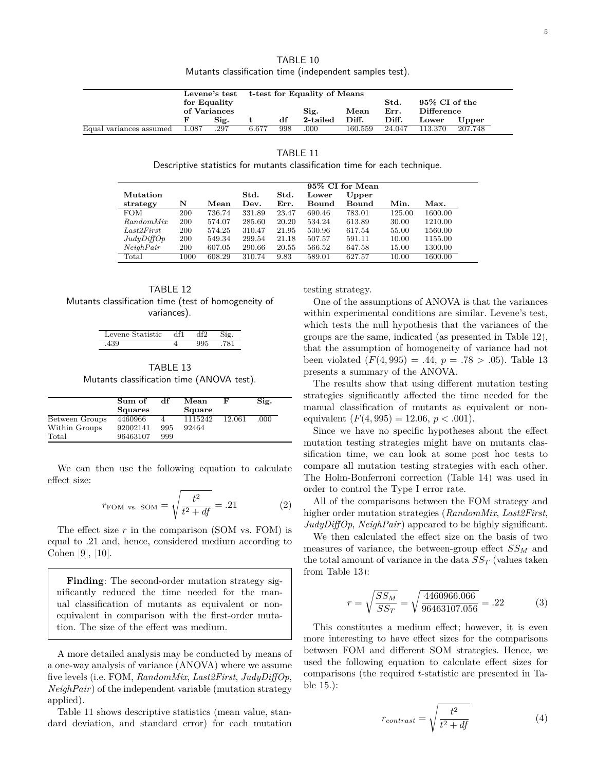TABLE 10
Mutants classification time (independent samples test).

| | Levene's test for Equality of Variances | | t-test for Equality of Means | | | | | | |
|---|---|---|---|---|---|---|---|---|---|
| | F | Sig. | t | df | Sig. 2-tailed | Mean Diff. | Std. Err. Diff. | 95% CI of the Difference Lower | Upper |
| Equal variances assumed | 1.087 | .297 | 6.677 | 998 | .000 | 160.559 | 24.047 | 113.370 | 207.748 |

TABLE 11
Descriptive statistics for mutants classification time for each technique.

| Mutation strategy | N | Mean | Std. Dev. | Std. Err. | 95% CI for Mean Lower Bound | Upper Bound | Min. | Max. |
|---|---|---|---|---|---|---|---|---|
| FOM | 200 | 736.74 | 331.89 | 23.47 | 690.46 | 783.01 | 125.00 | 1600.00 |
| *RandomMix* | 200 | 574.07 | 285.60 | 20.20 | 534.24 | 613.89 | 30.00 | 1210.00 |
| *Last2First* | 200 | 574.25 | 310.47 | 21.95 | 530.96 | 617.54 | 55.00 | 1560.00 |
| *JudyDiffOp* | 200 | 549.34 | 299.54 | 21.18 | 507.57 | 591.11 | 10.00 | 1155.00 |
| *NeighPair* | 200 | 607.05 | 290.66 | 20.55 | 566.52 | 647.58 | 15.00 | 1300.00 |
| Total | 1000 | 608.29 | 310.74 | 9.83 | 589.01 | 627.57 | 10.00 | 1600.00 |

TABLE 12
Mutants classification time (test of homogeneity of variances).

| Levene Statistic | df1 | df2 | Sig. |
|---|---|---|---|
| .439 | 4 | 995 | .781 |

TABLE 13
Mutants classification time (ANOVA test).

| | Sum of Squares | df | Mean Square | F | Sig. |
|---|---|---|---|---|---|
| Between Groups | 4460966 | 4 | 1115242 | 12.061 | .000 |
| Within Groups | 92002141 | 995 | 92464 | | |
| Total | 96463107 | 999 | | | |

We can then use the following equation to calculate effect size:

$$r_{\text{FOM vs. SOM}} = \sqrt{\frac{t^2}{t^2 + df}} = .21 \quad (2)$$

The effect size $r$ in the comparison (SOM vs. FOM) is equal to .21 and, hence, considered medium according to Cohen [9], [10].

> **Finding**: The second-order mutation strategy significantly reduced the time needed for the manual classification of mutants as equivalent or non-equivalent in comparison with the first-order mutation. The size of the effect was medium.

A more detailed analysis may be conducted by means of a one-way analysis of variance (ANOVA) where we assume five levels (i.e. FOM, *RandomMix*, *Last2First*, *JudyDiffOp*, *NeighPair*) of the independent variable (mutation strategy applied).

Table 11 shows descriptive statistics (mean value, standard deviation, and standard error) for each mutation testing strategy.

One of the assumptions of ANOVA is that the variances within experimental conditions are similar. Levene's test, which tests the null hypothesis that the variances of the groups are the same, indicated (as presented in Table 12), that the assumption of homogeneity of variance had not been violated ($F(4, 995) = .44$, $p = .78 > .05$). Table 13 presents a summary of the ANOVA.

The results show that using different mutation testing strategies significantly affected the time needed for the manual classification of mutants as equivalent or non-equivalent ($F(4, 995) = 12.06$, $p < .001$).

Since we have no specific hypotheses about the effect mutation testing strategies might have on mutants classification time, we can look at some post hoc tests to compare all mutation testing strategies with each other. The Holm-Bonferroni correction (Table 14) was used in order to control the Type I error rate.

All of the comparisons between the FOM strategy and higher order mutation strategies (*RandomMix*, *Last2First*, *JudyDiffOp*, *NeighPair*) appeared to be highly significant.

We then calculated the effect size on the basis of two measures of variance, the between-group effect $SS_M$ and the total amount of variance in the data $SS_T$ (values taken from Table 13):

$$r = \sqrt{\frac{SS_M}{SS_T}} = \sqrt{\frac{4460966.066}{96463107.056}} = .22 \quad (3)$$

This constitutes a medium effect; however, it is even more interesting to have effect sizes for the comparisons between FOM and different SOM strategies. Hence, we used the following equation to calculate effect sizes for comparisons (the required $t$-statistic are presented in Table 15.):

$$r_{contrast} = \sqrt{\frac{t^2}{t^2 + df}} \quad (4)$$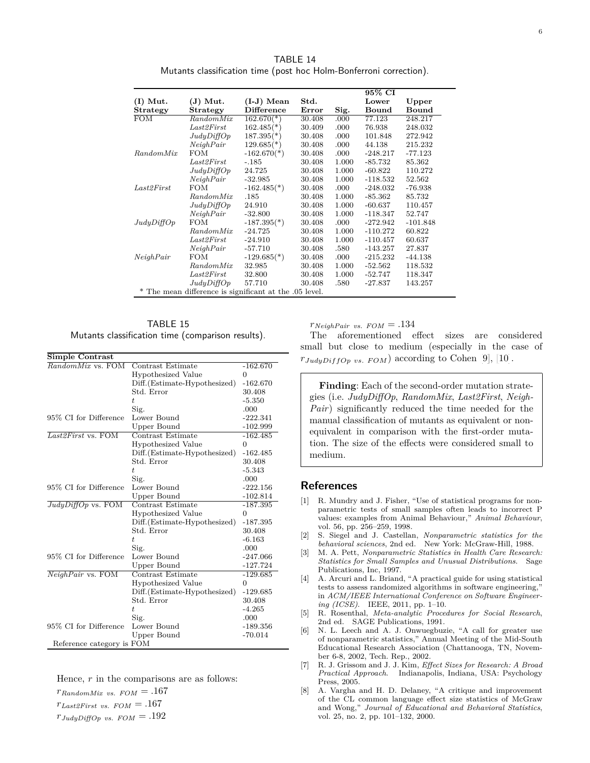TABLE 14
Mutants classification time (post hoc Holm-Bonferroni correction).

| (I) Mut. Strategy | (J) Mut. Strategy | (I-J) Mean Difference | Std. Error | Sig. | 95% CI Lower Bound | Upper Bound |
|---|---|---|---|---|---|---|
| FOM | *RandomMix* | 162.670(*) | 30.408 | .000 | 77.123 | 248.217 |
| | *Last2First* | 162.485(*) | 30.409 | .000 | 76.938 | 248.032 |
| | *JudyDiffOp* | 187.395(*) | 30.408 | .000 | 101.848 | 272.942 |
| | *NeighPair* | 129.685(*) | 30.408 | .000 | 44.138 | 215.232 |
| *RandomMix* | FOM | -162.670(*) | 30.408 | .000 | -248.217 | -77.123 |
| | *Last2First* | -.185 | 30.408 | 1.000 | -85.732 | 85.362 |
| | *JudyDiffOp* | 24.725 | 30.408 | 1.000 | -60.822 | 110.272 |
| | *NeighPair* | -32.985 | 30.408 | 1.000 | -118.532 | 52.562 |
| *Last2First* | FOM | -162.485(*) | 30.408 | .000 | -248.032 | -76.938 |
| | *RandomMix* | .185 | 30.408 | 1.000 | -85.362 | 85.732 |
| | *JudyDiffOp* | 24.910 | 30.408 | 1.000 | -60.637 | 110.457 |
| | *NeighPair* | -32.800 | 30.408 | 1.000 | -118.347 | 52.747 |
| *JudyDiffOp* | FOM | -187.395(*) | 30.408 | .000 | -272.942 | -101.848 |
| | *RandomMix* | -24.725 | 30.408 | 1.000 | -110.272 | 60.822 |
| | *Last2First* | -24.910 | 30.408 | 1.000 | -110.457 | 60.637 |
| | *NeighPair* | -57.710 | 30.408 | .580 | -143.257 | 27.837 |
| *NeighPair* | FOM | -129.685(*) | 30.408 | .000 | -215.232 | -44.138 |
| | *RandomMix* | 32.985 | 30.408 | 1.000 | -52.562 | 118.532 |
| | *Last2First* | 32.800 | 30.408 | 1.000 | -52.747 | 118.347 |
| | *JudyDiffOp* | 57.710 | 30.408 | .580 | -27.837 | 143.257 |

* The mean difference is significant at the .05 level.

TABLE 15
Mutants classification time (comparison results).

| Simple Contrast | | |
|---|---|---|
| *RandomMix* vs. FOM | Contrast Estimate | -162.670 |
| | Hypothesized Value | 0 |
| | Diff.(Estimate-Hypothesized) | -162.670 |
| | Std. Error | 30.408 |
| | $t$ | -5.350 |
| | Sig. | .000 |
| 95% CI for Difference | Lower Bound | -222.341 |
| | Upper Bound | -102.999 |
| *Last2First* vs. FOM | Contrast Estimate | -162.485 |
| | Hypothesized Value | 0 |
| | Diff.(Estimate-Hypothesized) | -162.485 |
| | Std. Error | 30.408 |
| | $t$ | -5.343 |
| | Sig. | .000 |
| 95% CI for Difference | Lower Bound | -222.156 |
| | Upper Bound | -102.814 |
| *JudyDiffOp* vs. FOM | Contrast Estimate | -187.395 |
| | Hypothesized Value | 0 |
| | Diff.(Estimate-Hypothesized) | -187.395 |
| | Std. Error | 30.408 |
| | $t$ | -6.163 |
| | Sig. | .000 |
| 95% CI for Difference | Lower Bound | -247.066 |
| | Upper Bound | -127.724 |
| *NeighPair* vs. FOM | Contrast Estimate | -129.685 |
| | Hypothesized Value | 0 |
| | Diff.(Estimate-Hypothesized) | -129.685 |
| | Std. Error | 30.408 |
| | $t$ | -4.265 |
| | Sig. | .000 |
| 95% CI for Difference | Lower Bound | -189.356 |
| | Upper Bound | -70.014 |
| Reference category is FOM | | |

Hence, $r$ in the comparisons are as follows:

$r_{RandomMix\ vs.\ FOM} = .167$

$r_{Last2First\ vs.\ FOM} = .167$

$r_{JudyDiffOp\ vs.\ FOM} = .192$

$r_{NeighPair\ vs.\ FOM} = .134$

The aforementioned effect sizes are considered small but close to medium (especially in the case of $r_{JudyDiffOp\ vs.\ FOM}$) according to Cohen [9], [10].

**Finding**: Each of the second-order mutation strategies (i.e. *JudyDiffOp*, *RandomMix*, *Last2First*, *NeighPair*) significantly reduced the time needed for the manual classification of mutants as equivalent or non-equivalent in comparison with the first-order mutation. The size of the effects were considered small to medium.

## References

[1] R. Mundry and J. Fisher, "Use of statistical programs for nonparametric tests of small samples often leads to incorrect P values: examples from Animal Behaviour," *Animal Behaviour*, vol. 56, pp. 256–259, 1998.

[2] S. Siegel and J. Castellan, *Nonparametric statistics for the behavioral sciences*, 2nd ed. New York: McGraw-Hill, 1988.

[3] M. A. Pett, *Nonparametric Statistics in Health Care Research: Statistics for Small Samples and Unusual Distributions*. Sage Publications, Inc, 1997.

[4] A. Arcuri and L. Briand, "A practical guide for using statistical tests to assess randomized algorithms in software engineering," in *ACM/IEEE International Conference on Software Engineering (ICSE)*. IEEE, 2011, pp. 1–10.

[5] R. Rosenthal, *Meta-analytic Procedures for Social Research*, 2nd ed. SAGE Publications, 1991.

[6] N. L. Leech and A. J. Onwuegbuzie, "A call for greater use of nonparametric statistics," Annual Meeting of the Mid-South Educational Research Association (Chattanooga, TN, November 6-8, 2002, Tech. Rep., 2002.

[7] R. J. Grissom and J. J. Kim, *Effect Sizes for Research: A Broad Practical Approach*. Indianapolis, Indiana, USA: Psychology Press, 2005.

[8] A. Vargha and H. D. Delaney, "A critique and improvement of the CL common language effect size statistics of McGraw and Wong," *Journal of Educational and Behavioral Statistics*, vol. 25, no. 2, pp. 101–132, 2000.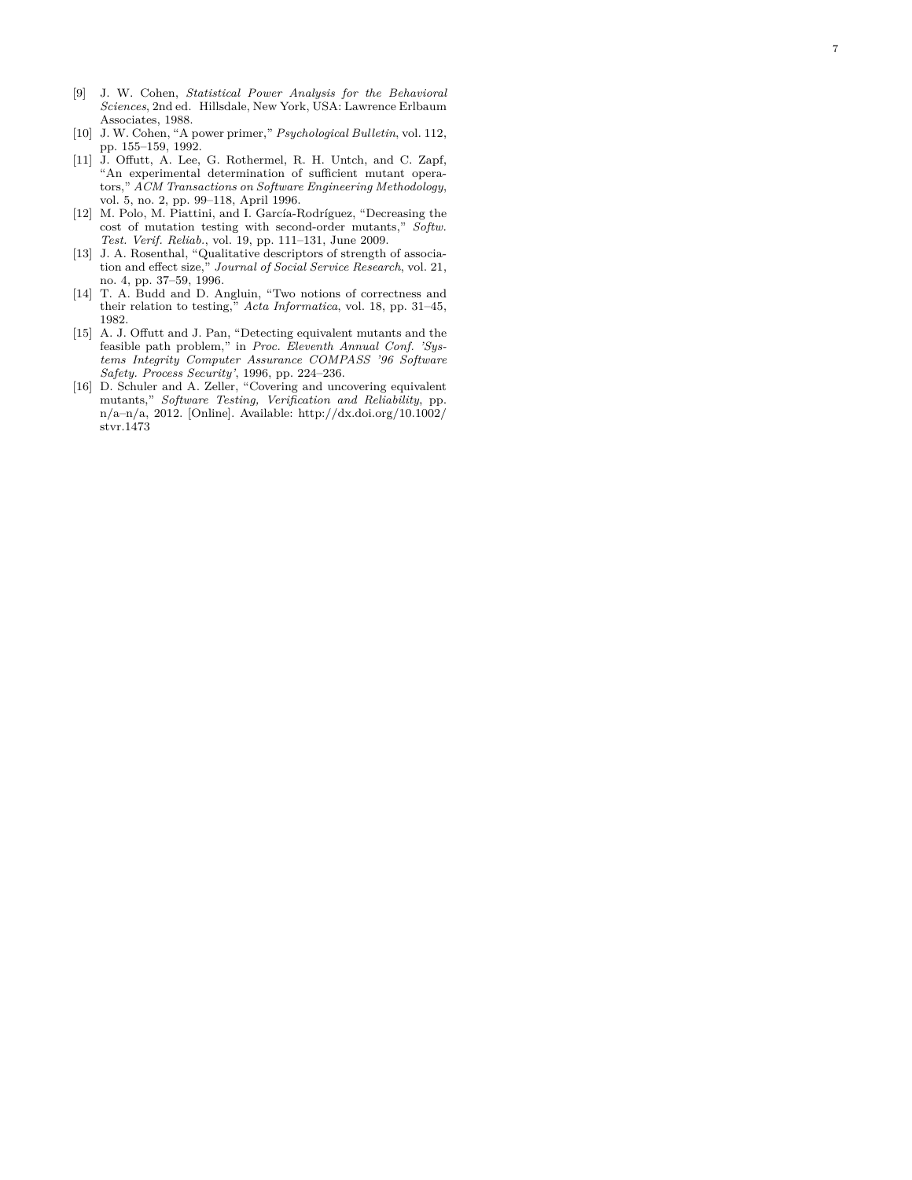[9] J. W. Cohen, *Statistical Power Analysis for the Behavioral Sciences*, 2nd ed. Hillsdale, New York, USA: Lawrence Erlbaum Associates, 1988.

[10] J. W. Cohen, "A power primer," *Psychological Bulletin*, vol. 112, pp. 155–159, 1992.

[11] J. Offutt, A. Lee, G. Rothermel, R. H. Untch, and C. Zapf, "An experimental determination of sufficient mutant operators," *ACM Transactions on Software Engineering Methodology*, vol. 5, no. 2, pp. 99–118, April 1996.

[12] M. Polo, M. Piattini, and I. García-Rodríguez, "Decreasing the cost of mutation testing with second-order mutants," *Softw. Test. Verif. Reliab.*, vol. 19, pp. 111–131, June 2009.

[13] J. A. Rosenthal, "Qualitative descriptors of strength of association and effect size," *Journal of Social Service Research*, vol. 21, no. 4, pp. 37–59, 1996.

[14] T. A. Budd and D. Angluin, "Two notions of correctness and their relation to testing," *Acta Informatica*, vol. 18, pp. 31–45, 1982.

[15] A. J. Offutt and J. Pan, "Detecting equivalent mutants and the feasible path problem," in *Proc. Eleventh Annual Conf. 'Systems Integrity Computer Assurance COMPASS '96 Software Safety. Process Security'*, 1996, pp. 224–236.

[16] D. Schuler and A. Zeller, "Covering and uncovering equivalent mutants," *Software Testing, Verification and Reliability*, pp. n/a–n/a, 2012. [Online]. Available: http://dx.doi.org/10.1002/stvr.1473